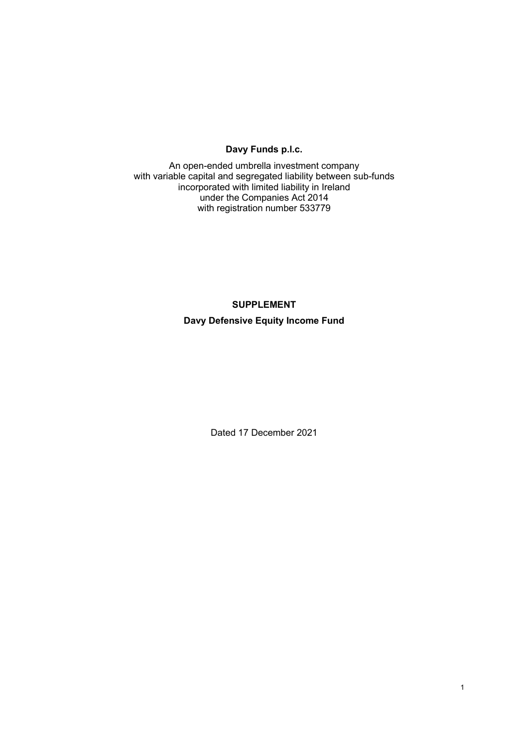**Davy Funds p.l.c.**

An open-ended umbrella investment company
with variable capital and segregated liability between sub-funds
incorporated with limited liability in Ireland
under the Companies Act 2014
with registration number 533779

**SUPPLEMENT**

**Davy Defensive Equity Income Fund**

Dated 17 December 2021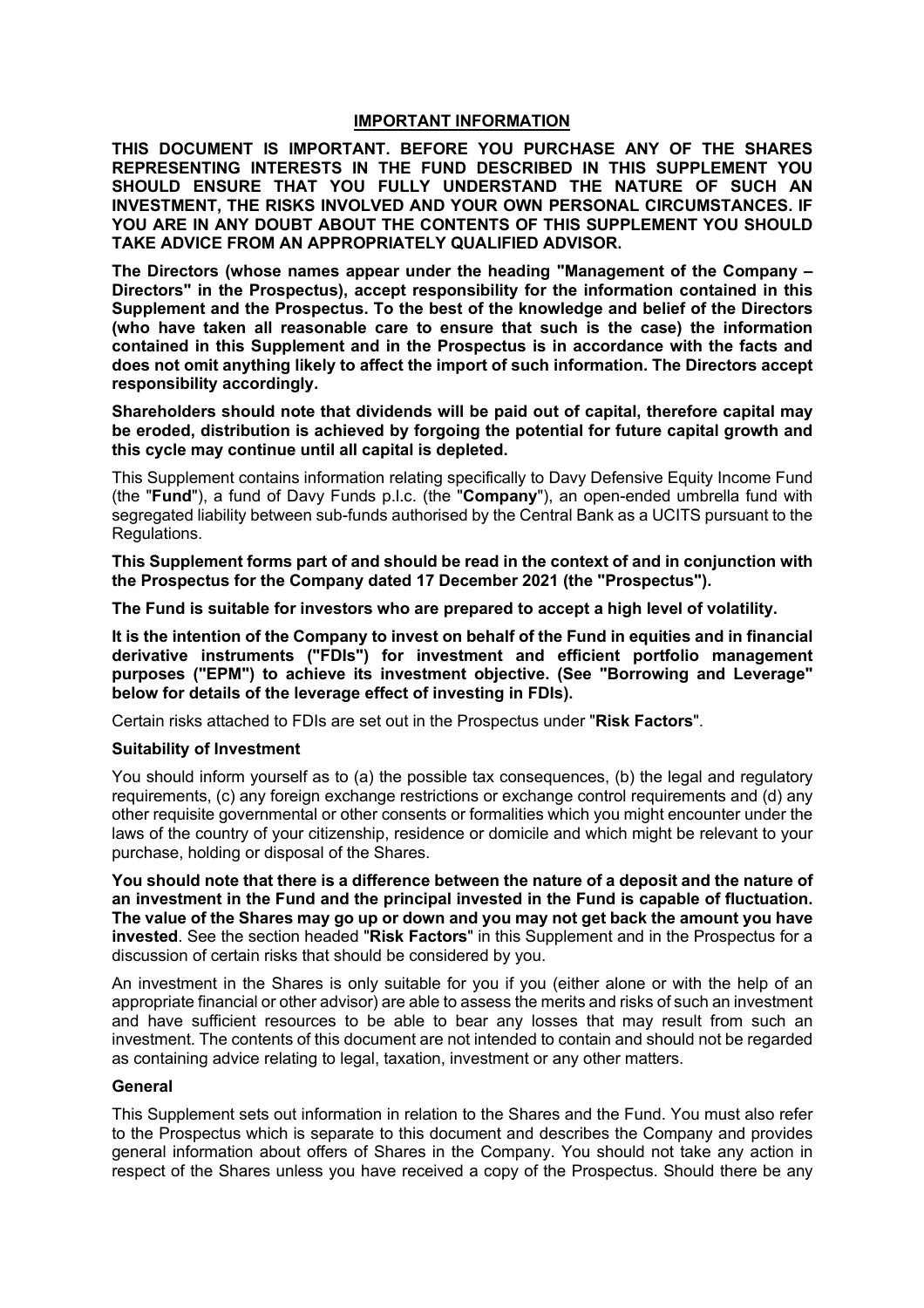## IMPORTANT INFORMATION

**THIS DOCUMENT IS IMPORTANT. BEFORE YOU PURCHASE ANY OF THE SHARES REPRESENTING INTERESTS IN THE FUND DESCRIBED IN THIS SUPPLEMENT YOU SHOULD ENSURE THAT YOU FULLY UNDERSTAND THE NATURE OF SUCH AN INVESTMENT, THE RISKS INVOLVED AND YOUR OWN PERSONAL CIRCUMSTANCES. IF YOU ARE IN ANY DOUBT ABOUT THE CONTENTS OF THIS SUPPLEMENT YOU SHOULD TAKE ADVICE FROM AN APPROPRIATELY QUALIFIED ADVISOR.**

**The Directors (whose names appear under the heading "Management of the Company – Directors" in the Prospectus), accept responsibility for the information contained in this Supplement and the Prospectus. To the best of the knowledge and belief of the Directors (who have taken all reasonable care to ensure that such is the case) the information contained in this Supplement and in the Prospectus is in accordance with the facts and does not omit anything likely to affect the import of such information. The Directors accept responsibility accordingly.**

**Shareholders should note that dividends will be paid out of capital, therefore capital may be eroded, distribution is achieved by forgoing the potential for future capital growth and this cycle may continue until all capital is depleted.**

This Supplement contains information relating specifically to Davy Defensive Equity Income Fund (the "**Fund**"), a fund of Davy Funds p.l.c. (the "**Company**"), an open-ended umbrella fund with segregated liability between sub-funds authorised by the Central Bank as a UCITS pursuant to the Regulations.

**This Supplement forms part of and should be read in the context of and in conjunction with the Prospectus for the Company dated 17 December 2021 (the "Prospectus").**

**The Fund is suitable for investors who are prepared to accept a high level of volatility.**

**It is the intention of the Company to invest on behalf of the Fund in equities and in financial derivative instruments ("FDIs") for investment and efficient portfolio management purposes ("EPM") to achieve its investment objective. (See "Borrowing and Leverage" below for details of the leverage effect of investing in FDIs).**

Certain risks attached to FDIs are set out in the Prospectus under "**Risk Factors**".

### Suitability of Investment

You should inform yourself as to (a) the possible tax consequences, (b) the legal and regulatory requirements, (c) any foreign exchange restrictions or exchange control requirements and (d) any other requisite governmental or other consents or formalities which you might encounter under the laws of the country of your citizenship, residence or domicile and which might be relevant to your purchase, holding or disposal of the Shares.

**You should note that there is a difference between the nature of a deposit and the nature of an investment in the Fund and the principal invested in the Fund is capable of fluctuation. The value of the Shares may go up or down and you may not get back the amount you have invested**. See the section headed "**Risk Factors**" in this Supplement and in the Prospectus for a discussion of certain risks that should be considered by you.

An investment in the Shares is only suitable for you if you (either alone or with the help of an appropriate financial or other advisor) are able to assess the merits and risks of such an investment and have sufficient resources to be able to bear any losses that may result from such an investment. The contents of this document are not intended to contain and should not be regarded as containing advice relating to legal, taxation, investment or any other matters.

### General

This Supplement sets out information in relation to the Shares and the Fund. You must also refer to the Prospectus which is separate to this document and describes the Company and provides general information about offers of Shares in the Company. You should not take any action in respect of the Shares unless you have received a copy of the Prospectus. Should there be any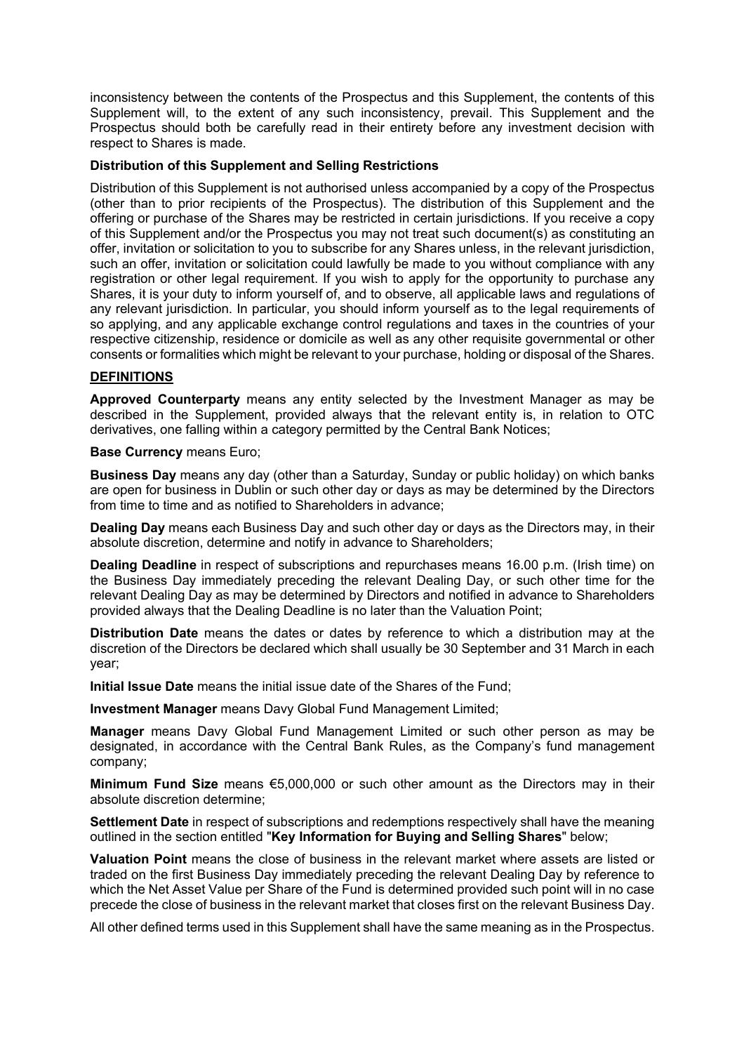inconsistency between the contents of the Prospectus and this Supplement, the contents of this Supplement will, to the extent of any such inconsistency, prevail. This Supplement and the Prospectus should both be carefully read in their entirety before any investment decision with respect to Shares is made.

**Distribution of this Supplement and Selling Restrictions**

Distribution of this Supplement is not authorised unless accompanied by a copy of the Prospectus (other than to prior recipients of the Prospectus). The distribution of this Supplement and the offering or purchase of the Shares may be restricted in certain jurisdictions. If you receive a copy of this Supplement and/or the Prospectus you may not treat such document(s) as constituting an offer, invitation or solicitation to you to subscribe for any Shares unless, in the relevant jurisdiction, such an offer, invitation or solicitation could lawfully be made to you without compliance with any registration or other legal requirement. If you wish to apply for the opportunity to purchase any Shares, it is your duty to inform yourself of, and to observe, all applicable laws and regulations of any relevant jurisdiction. In particular, you should inform yourself as to the legal requirements of so applying, and any applicable exchange control regulations and taxes in the countries of your respective citizenship, residence or domicile as well as any other requisite governmental or other consents or formalities which might be relevant to your purchase, holding or disposal of the Shares.

**DEFINITIONS**

**Approved Counterparty** means any entity selected by the Investment Manager as may be described in the Supplement, provided always that the relevant entity is, in relation to OTC derivatives, one falling within a category permitted by the Central Bank Notices;

**Base Currency** means Euro;

**Business Day** means any day (other than a Saturday, Sunday or public holiday) on which banks are open for business in Dublin or such other day or days as may be determined by the Directors from time to time and as notified to Shareholders in advance;

**Dealing Day** means each Business Day and such other day or days as the Directors may, in their absolute discretion, determine and notify in advance to Shareholders;

**Dealing Deadline** in respect of subscriptions and repurchases means 16.00 p.m. (Irish time) on the Business Day immediately preceding the relevant Dealing Day, or such other time for the relevant Dealing Day as may be determined by Directors and notified in advance to Shareholders provided always that the Dealing Deadline is no later than the Valuation Point;

**Distribution Date** means the dates or dates by reference to which a distribution may at the discretion of the Directors be declared which shall usually be 30 September and 31 March in each year;

**Initial Issue Date** means the initial issue date of the Shares of the Fund;

**Investment Manager** means Davy Global Fund Management Limited;

**Manager** means Davy Global Fund Management Limited or such other person as may be designated, in accordance with the Central Bank Rules, as the Company's fund management company;

**Minimum Fund Size** means €5,000,000 or such other amount as the Directors may in their absolute discretion determine;

**Settlement Date** in respect of subscriptions and redemptions respectively shall have the meaning outlined in the section entitled "**Key Information for Buying and Selling Shares**" below;

**Valuation Point** means the close of business in the relevant market where assets are listed or traded on the first Business Day immediately preceding the relevant Dealing Day by reference to which the Net Asset Value per Share of the Fund is determined provided such point will in no case precede the close of business in the relevant market that closes first on the relevant Business Day.

All other defined terms used in this Supplement shall have the same meaning as in the Prospectus.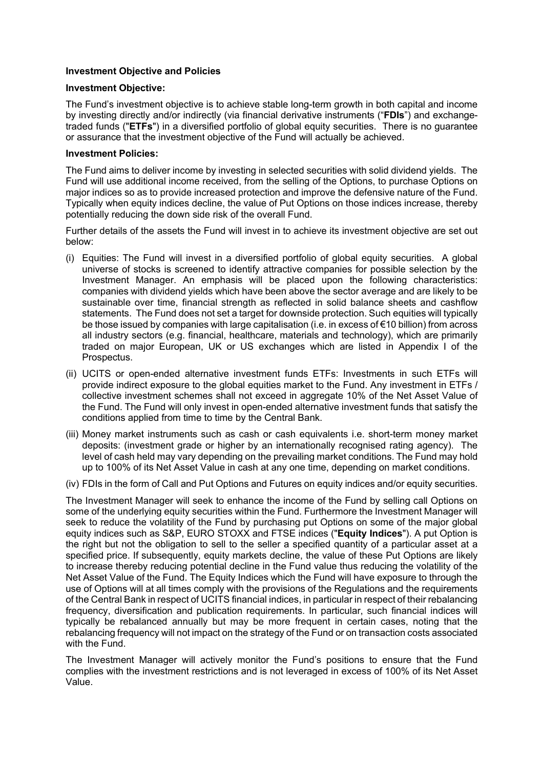**Investment Objective and Policies**

**Investment Objective:**

The Fund's investment objective is to achieve stable long-term growth in both capital and income by investing directly and/or indirectly (via financial derivative instruments ("**FDIs**") and exchange-traded funds ("**ETFs**") in a diversified portfolio of global equity securities. There is no guarantee or assurance that the investment objective of the Fund will actually be achieved.

**Investment Policies:**

The Fund aims to deliver income by investing in selected securities with solid dividend yields. The Fund will use additional income received, from the selling of the Options, to purchase Options on major indices so as to provide increased protection and improve the defensive nature of the Fund. Typically when equity indices decline, the value of Put Options on those indices increase, thereby potentially reducing the down side risk of the overall Fund.

Further details of the assets the Fund will invest in to achieve its investment objective are set out below:

(i) Equities: The Fund will invest in a diversified portfolio of global equity securities. A global universe of stocks is screened to identify attractive companies for possible selection by the Investment Manager. An emphasis will be placed upon the following characteristics: companies with dividend yields which have been above the sector average and are likely to be sustainable over time, financial strength as reflected in solid balance sheets and cashflow statements. The Fund does not set a target for downside protection. Such equities will typically be those issued by companies with large capitalisation (i.e. in excess of €10 billion) from across all industry sectors (e.g. financial, healthcare, materials and technology), which are primarily traded on major European, UK or US exchanges which are listed in Appendix I of the Prospectus.

(ii) UCITS or open-ended alternative investment funds ETFs: Investments in such ETFs will provide indirect exposure to the global equities market to the Fund. Any investment in ETFs / collective investment schemes shall not exceed in aggregate 10% of the Net Asset Value of the Fund. The Fund will only invest in open-ended alternative investment funds that satisfy the conditions applied from time to time by the Central Bank.

(iii) Money market instruments such as cash or cash equivalents i.e. short-term money market deposits: (investment grade or higher by an internationally recognised rating agency). The level of cash held may vary depending on the prevailing market conditions. The Fund may hold up to 100% of its Net Asset Value in cash at any one time, depending on market conditions.

(iv) FDIs in the form of Call and Put Options and Futures on equity indices and/or equity securities.

The Investment Manager will seek to enhance the income of the Fund by selling call Options on some of the underlying equity securities within the Fund. Furthermore the Investment Manager will seek to reduce the volatility of the Fund by purchasing put Options on some of the major global equity indices such as S&P, EURO STOXX and FTSE indices ("**Equity Indices**"). A put Option is the right but not the obligation to sell to the seller a specified quantity of a particular asset at a specified price. If subsequently, equity markets decline, the value of these Put Options are likely to increase thereby reducing potential decline in the Fund value thus reducing the volatility of the Net Asset Value of the Fund. The Equity Indices which the Fund will have exposure to through the use of Options will at all times comply with the provisions of the Regulations and the requirements of the Central Bank in respect of UCITS financial indices, in particular in respect of their rebalancing frequency, diversification and publication requirements. In particular, such financial indices will typically be rebalanced annually but may be more frequent in certain cases, noting that the rebalancing frequency will not impact on the strategy of the Fund or on transaction costs associated with the Fund.

The Investment Manager will actively monitor the Fund's positions to ensure that the Fund complies with the investment restrictions and is not leveraged in excess of 100% of its Net Asset Value.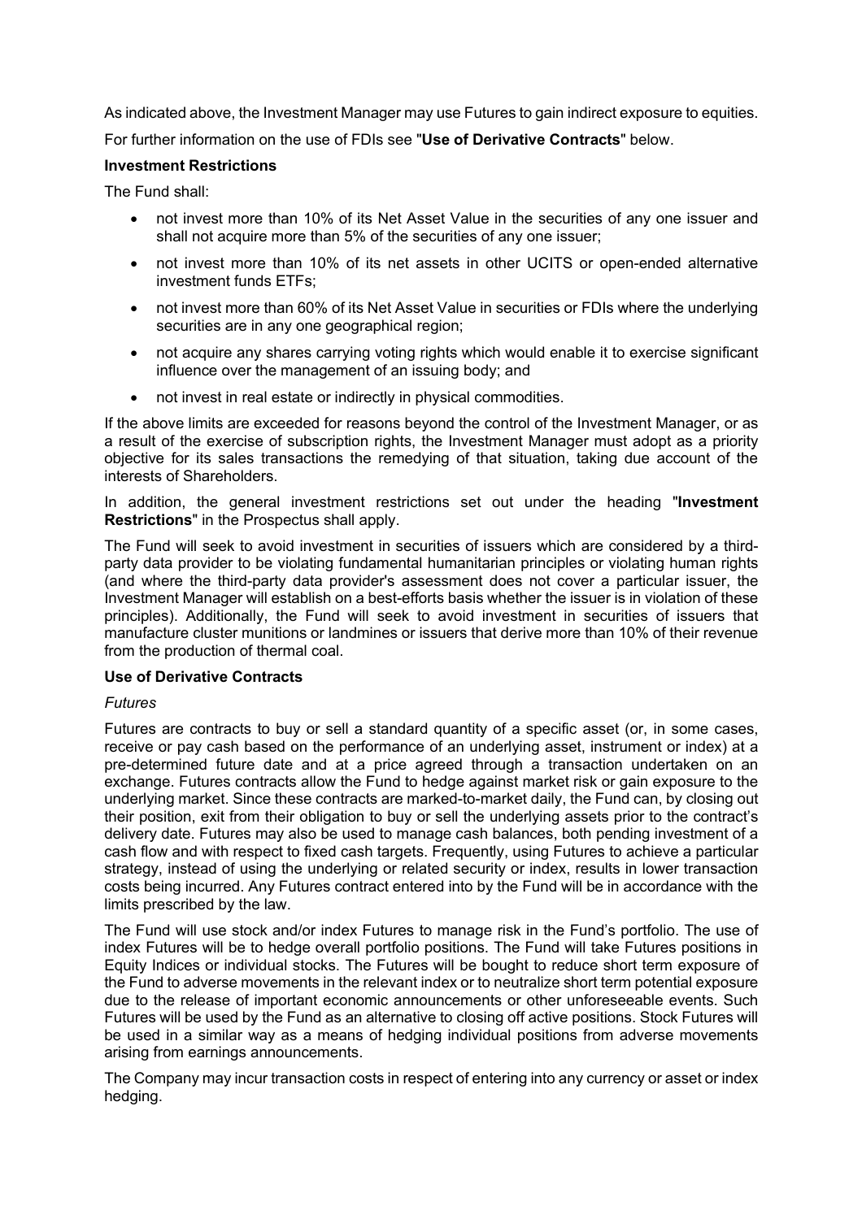As indicated above, the Investment Manager may use Futures to gain indirect exposure to equities.

For further information on the use of FDIs see "**Use of Derivative Contracts**" below.

**Investment Restrictions**

The Fund shall:

- not invest more than 10% of its Net Asset Value in the securities of any one issuer and shall not acquire more than 5% of the securities of any one issuer;
- not invest more than 10% of its net assets in other UCITS or open-ended alternative investment funds ETFs;
- not invest more than 60% of its Net Asset Value in securities or FDIs where the underlying securities are in any one geographical region;
- not acquire any shares carrying voting rights which would enable it to exercise significant influence over the management of an issuing body; and
- not invest in real estate or indirectly in physical commodities.

If the above limits are exceeded for reasons beyond the control of the Investment Manager, or as a result of the exercise of subscription rights, the Investment Manager must adopt as a priority objective for its sales transactions the remedying of that situation, taking due account of the interests of Shareholders.

In addition, the general investment restrictions set out under the heading "**Investment Restrictions**" in the Prospectus shall apply.

The Fund will seek to avoid investment in securities of issuers which are considered by a third-party data provider to be violating fundamental humanitarian principles or violating human rights (and where the third-party data provider's assessment does not cover a particular issuer, the Investment Manager will establish on a best-efforts basis whether the issuer is in violation of these principles). Additionally, the Fund will seek to avoid investment in securities of issuers that manufacture cluster munitions or landmines or issuers that derive more than 10% of their revenue from the production of thermal coal.

**Use of Derivative Contracts**

*Futures*

Futures are contracts to buy or sell a standard quantity of a specific asset (or, in some cases, receive or pay cash based on the performance of an underlying asset, instrument or index) at a pre-determined future date and at a price agreed through a transaction undertaken on an exchange. Futures contracts allow the Fund to hedge against market risk or gain exposure to the underlying market. Since these contracts are marked-to-market daily, the Fund can, by closing out their position, exit from their obligation to buy or sell the underlying assets prior to the contract's delivery date. Futures may also be used to manage cash balances, both pending investment of a cash flow and with respect to fixed cash targets. Frequently, using Futures to achieve a particular strategy, instead of using the underlying or related security or index, results in lower transaction costs being incurred. Any Futures contract entered into by the Fund will be in accordance with the limits prescribed by the law.

The Fund will use stock and/or index Futures to manage risk in the Fund's portfolio. The use of index Futures will be to hedge overall portfolio positions. The Fund will take Futures positions in Equity Indices or individual stocks. The Futures will be bought to reduce short term exposure of the Fund to adverse movements in the relevant index or to neutralize short term potential exposure due to the release of important economic announcements or other unforeseeable events. Such Futures will be used by the Fund as an alternative to closing off active positions. Stock Futures will be used in a similar way as a means of hedging individual positions from adverse movements arising from earnings announcements.

The Company may incur transaction costs in respect of entering into any currency or asset or index hedging.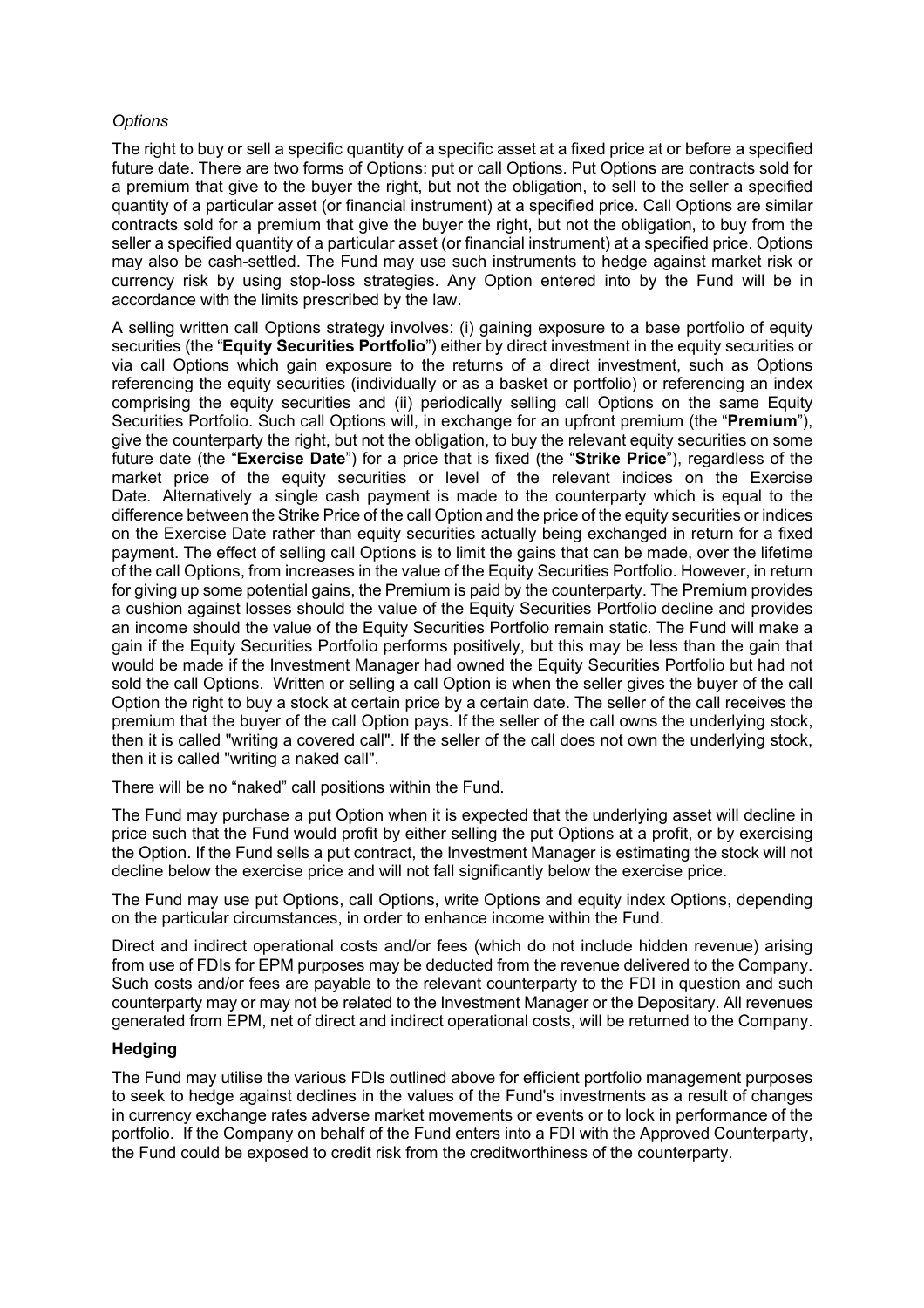*Options*

The right to buy or sell a specific quantity of a specific asset at a fixed price at or before a specified future date. There are two forms of Options: put or call Options. Put Options are contracts sold for a premium that give to the buyer the right, but not the obligation, to sell to the seller a specified quantity of a particular asset (or financial instrument) at a specified price. Call Options are similar contracts sold for a premium that give the buyer the right, but not the obligation, to buy from the seller a specified quantity of a particular asset (or financial instrument) at a specified price. Options may also be cash-settled. The Fund may use such instruments to hedge against market risk or currency risk by using stop-loss strategies. Any Option entered into by the Fund will be in accordance with the limits prescribed by the law.

A selling written call Options strategy involves: (i) gaining exposure to a base portfolio of equity securities (the "**Equity Securities Portfolio**") either by direct investment in the equity securities or via call Options which gain exposure to the returns of a direct investment, such as Options referencing the equity securities (individually or as a basket or portfolio) or referencing an index comprising the equity securities and (ii) periodically selling call Options on the same Equity Securities Portfolio. Such call Options will, in exchange for an upfront premium (the "**Premium**"), give the counterparty the right, but not the obligation, to buy the relevant equity securities on some future date (the "**Exercise Date**") for a price that is fixed (the "**Strike Price**"), regardless of the market price of the equity securities or level of the relevant indices on the Exercise Date. Alternatively a single cash payment is made to the counterparty which is equal to the difference between the Strike Price of the call Option and the price of the equity securities or indices on the Exercise Date rather than equity securities actually being exchanged in return for a fixed payment. The effect of selling call Options is to limit the gains that can be made, over the lifetime of the call Options, from increases in the value of the Equity Securities Portfolio. However, in return for giving up some potential gains, the Premium is paid by the counterparty. The Premium provides a cushion against losses should the value of the Equity Securities Portfolio decline and provides an income should the value of the Equity Securities Portfolio remain static. The Fund will make a gain if the Equity Securities Portfolio performs positively, but this may be less than the gain that would be made if the Investment Manager had owned the Equity Securities Portfolio but had not sold the call Options. Written or selling a call Option is when the seller gives the buyer of the call Option the right to buy a stock at certain price by a certain date. The seller of the call receives the premium that the buyer of the call Option pays. If the seller of the call owns the underlying stock, then it is called "writing a covered call". If the seller of the call does not own the underlying stock, then it is called "writing a naked call".

There will be no "naked" call positions within the Fund.

The Fund may purchase a put Option when it is expected that the underlying asset will decline in price such that the Fund would profit by either selling the put Options at a profit, or by exercising the Option. If the Fund sells a put contract, the Investment Manager is estimating the stock will not decline below the exercise price and will not fall significantly below the exercise price.

The Fund may use put Options, call Options, write Options and equity index Options, depending on the particular circumstances, in order to enhance income within the Fund.

Direct and indirect operational costs and/or fees (which do not include hidden revenue) arising from use of FDIs for EPM purposes may be deducted from the revenue delivered to the Company. Such costs and/or fees are payable to the relevant counterparty to the FDI in question and such counterparty may or may not be related to the Investment Manager or the Depositary. All revenues generated from EPM, net of direct and indirect operational costs, will be returned to the Company.

**Hedging**

The Fund may utilise the various FDIs outlined above for efficient portfolio management purposes to seek to hedge against declines in the values of the Fund's investments as a result of changes in currency exchange rates adverse market movements or events or to lock in performance of the portfolio. If the Company on behalf of the Fund enters into a FDI with the Approved Counterparty, the Fund could be exposed to credit risk from the creditworthiness of the counterparty.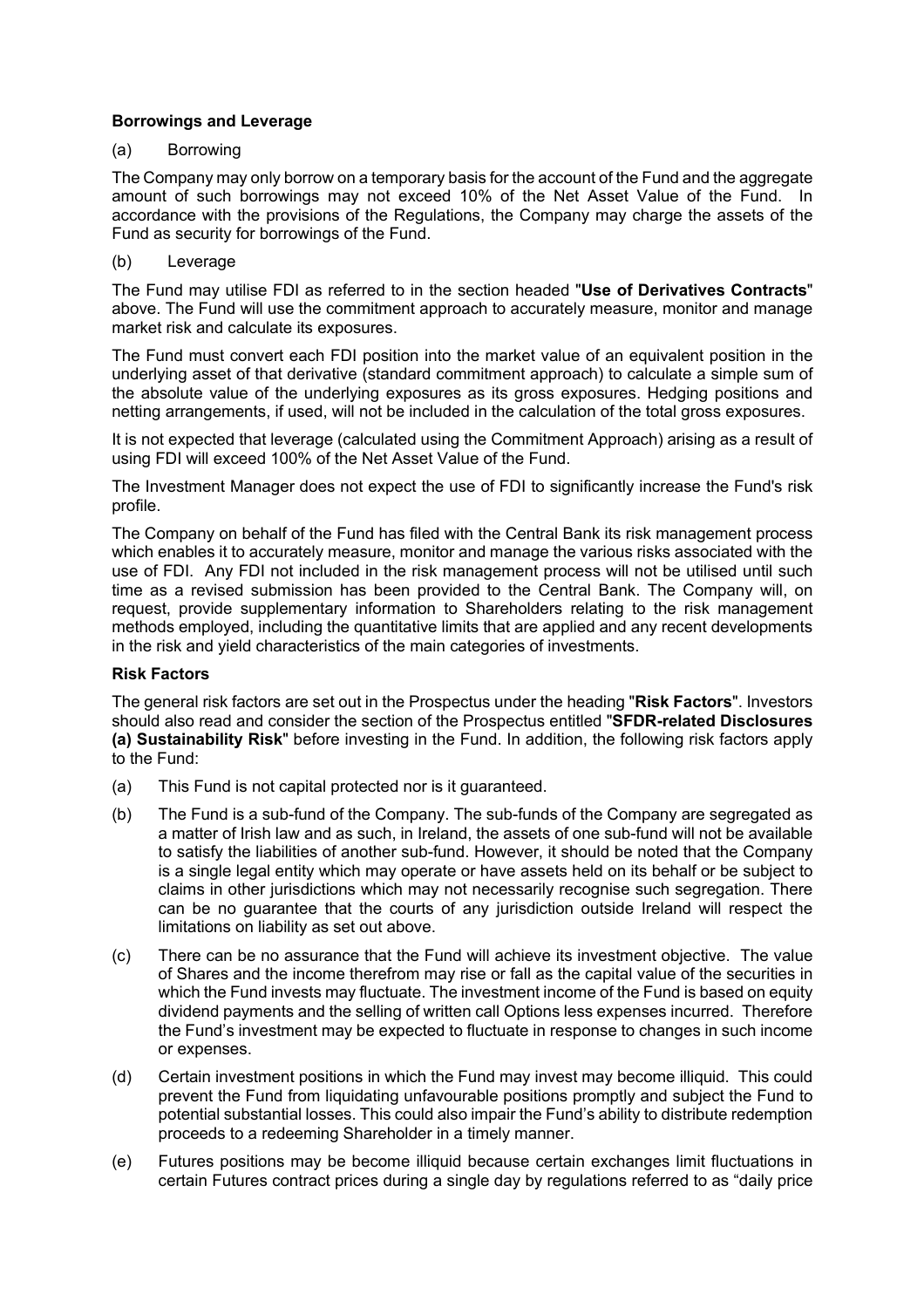**Borrowings and Leverage**

(a) Borrowing

The Company may only borrow on a temporary basis for the account of the Fund and the aggregate amount of such borrowings may not exceed 10% of the Net Asset Value of the Fund. In accordance with the provisions of the Regulations, the Company may charge the assets of the Fund as security for borrowings of the Fund.

(b) Leverage

The Fund may utilise FDI as referred to in the section headed "**Use of Derivatives Contracts**" above. The Fund will use the commitment approach to accurately measure, monitor and manage market risk and calculate its exposures.

The Fund must convert each FDI position into the market value of an equivalent position in the underlying asset of that derivative (standard commitment approach) to calculate a simple sum of the absolute value of the underlying exposures as its gross exposures. Hedging positions and netting arrangements, if used, will not be included in the calculation of the total gross exposures.

It is not expected that leverage (calculated using the Commitment Approach) arising as a result of using FDI will exceed 100% of the Net Asset Value of the Fund.

The Investment Manager does not expect the use of FDI to significantly increase the Fund's risk profile.

The Company on behalf of the Fund has filed with the Central Bank its risk management process which enables it to accurately measure, monitor and manage the various risks associated with the use of FDI. Any FDI not included in the risk management process will not be utilised until such time as a revised submission has been provided to the Central Bank. The Company will, on request, provide supplementary information to Shareholders relating to the risk management methods employed, including the quantitative limits that are applied and any recent developments in the risk and yield characteristics of the main categories of investments.

**Risk Factors**

The general risk factors are set out in the Prospectus under the heading "**Risk Factors**". Investors should also read and consider the section of the Prospectus entitled "**SFDR-related Disclosures (a) Sustainability Risk**" before investing in the Fund. In addition, the following risk factors apply to the Fund:

(a) This Fund is not capital protected nor is it guaranteed.

(b) The Fund is a sub-fund of the Company. The sub-funds of the Company are segregated as a matter of Irish law and as such, in Ireland, the assets of one sub-fund will not be available to satisfy the liabilities of another sub-fund. However, it should be noted that the Company is a single legal entity which may operate or have assets held on its behalf or be subject to claims in other jurisdictions which may not necessarily recognise such segregation. There can be no guarantee that the courts of any jurisdiction outside Ireland will respect the limitations on liability as set out above.

(c) There can be no assurance that the Fund will achieve its investment objective. The value of Shares and the income therefrom may rise or fall as the capital value of the securities in which the Fund invests may fluctuate. The investment income of the Fund is based on equity dividend payments and the selling of written call Options less expenses incurred. Therefore the Fund's investment may be expected to fluctuate in response to changes in such income or expenses.

(d) Certain investment positions in which the Fund may invest may become illiquid. This could prevent the Fund from liquidating unfavourable positions promptly and subject the Fund to potential substantial losses. This could also impair the Fund's ability to distribute redemption proceeds to a redeeming Shareholder in a timely manner.

(e) Futures positions may be become illiquid because certain exchanges limit fluctuations in certain Futures contract prices during a single day by regulations referred to as "daily price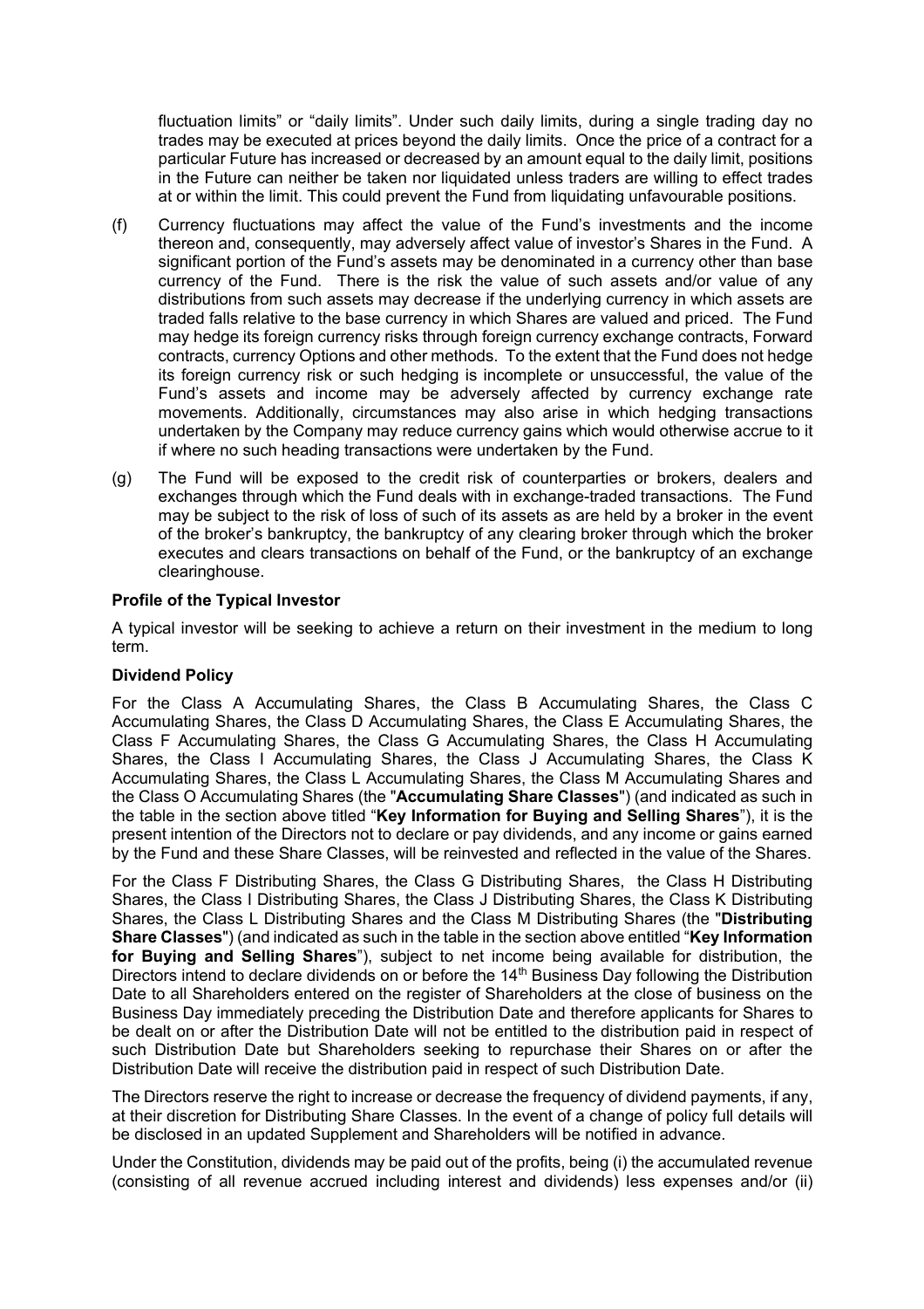fluctuation limits" or "daily limits". Under such daily limits, during a single trading day no trades may be executed at prices beyond the daily limits. Once the price of a contract for a particular Future has increased or decreased by an amount equal to the daily limit, positions in the Future can neither be taken nor liquidated unless traders are willing to effect trades at or within the limit. This could prevent the Fund from liquidating unfavourable positions.

(f) Currency fluctuations may affect the value of the Fund's investments and the income thereon and, consequently, may adversely affect value of investor's Shares in the Fund. A significant portion of the Fund's assets may be denominated in a currency other than base currency of the Fund. There is the risk the value of such assets and/or value of any distributions from such assets may decrease if the underlying currency in which assets are traded falls relative to the base currency in which Shares are valued and priced. The Fund may hedge its foreign currency risks through foreign currency exchange contracts, Forward contracts, currency Options and other methods. To the extent that the Fund does not hedge its foreign currency risk or such hedging is incomplete or unsuccessful, the value of the Fund's assets and income may be adversely affected by currency exchange rate movements. Additionally, circumstances may also arise in which hedging transactions undertaken by the Company may reduce currency gains which would otherwise accrue to it if where no such heading transactions were undertaken by the Fund.

(g) The Fund will be exposed to the credit risk of counterparties or brokers, dealers and exchanges through which the Fund deals with in exchange-traded transactions. The Fund may be subject to the risk of loss of such of its assets as are held by a broker in the event of the broker's bankruptcy, the bankruptcy of any clearing broker through which the broker executes and clears transactions on behalf of the Fund, or the bankruptcy of an exchange clearinghouse.

**Profile of the Typical Investor**

A typical investor will be seeking to achieve a return on their investment in the medium to long term.

**Dividend Policy**

For the Class A Accumulating Shares, the Class B Accumulating Shares, the Class C Accumulating Shares, the Class D Accumulating Shares, the Class E Accumulating Shares, the Class F Accumulating Shares, the Class G Accumulating Shares, the Class H Accumulating Shares, the Class I Accumulating Shares, the Class J Accumulating Shares, the Class K Accumulating Shares, the Class L Accumulating Shares, the Class M Accumulating Shares and the Class O Accumulating Shares (the "**Accumulating Share Classes**") (and indicated as such in the table in the section above titled "**Key Information for Buying and Selling Shares**"), it is the present intention of the Directors not to declare or pay dividends, and any income or gains earned by the Fund and these Share Classes, will be reinvested and reflected in the value of the Shares.

For the Class F Distributing Shares, the Class G Distributing Shares, the Class H Distributing Shares, the Class I Distributing Shares, the Class J Distributing Shares, the Class K Distributing Shares, the Class L Distributing Shares and the Class M Distributing Shares (the "**Distributing Share Classes**") (and indicated as such in the table in the section above entitled "**Key Information for Buying and Selling Shares**"), subject to net income being available for distribution, the Directors intend to declare dividends on or before the 14th Business Day following the Distribution Date to all Shareholders entered on the register of Shareholders at the close of business on the Business Day immediately preceding the Distribution Date and therefore applicants for Shares to be dealt on or after the Distribution Date will not be entitled to the distribution paid in respect of such Distribution Date but Shareholders seeking to repurchase their Shares on or after the Distribution Date will receive the distribution paid in respect of such Distribution Date.

The Directors reserve the right to increase or decrease the frequency of dividend payments, if any, at their discretion for Distributing Share Classes. In the event of a change of policy full details will be disclosed in an updated Supplement and Shareholders will be notified in advance.

Under the Constitution, dividends may be paid out of the profits, being (i) the accumulated revenue (consisting of all revenue accrued including interest and dividends) less expenses and/or (ii)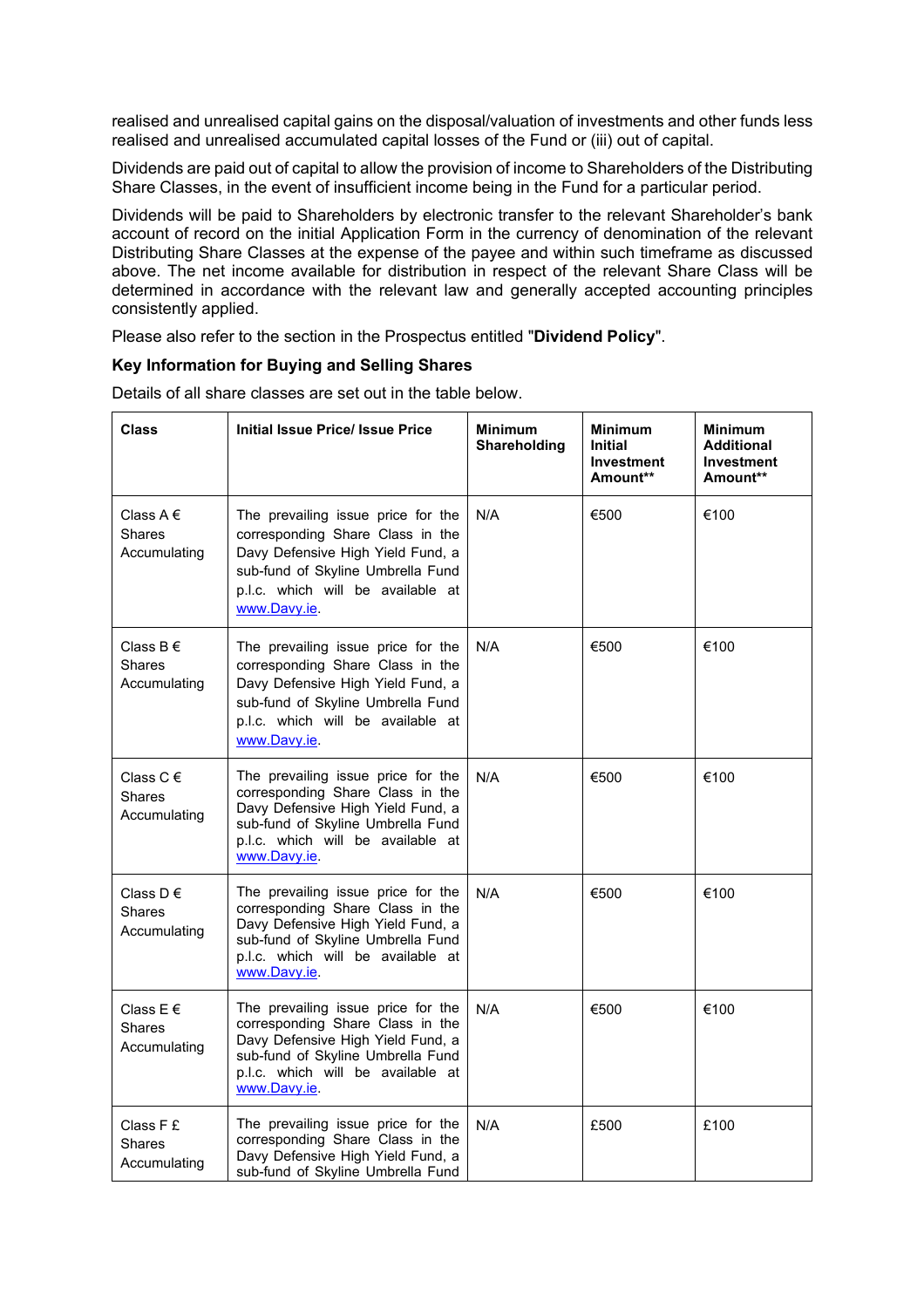realised and unrealised capital gains on the disposal/valuation of investments and other funds less realised and unrealised accumulated capital losses of the Fund or (iii) out of capital.

Dividends are paid out of capital to allow the provision of income to Shareholders of the Distributing Share Classes, in the event of insufficient income being in the Fund for a particular period.

Dividends will be paid to Shareholders by electronic transfer to the relevant Shareholder's bank account of record on the initial Application Form in the currency of denomination of the relevant Distributing Share Classes at the expense of the payee and within such timeframe as discussed above. The net income available for distribution in respect of the relevant Share Class will be determined in accordance with the relevant law and generally accepted accounting principles consistently applied.

Please also refer to the section in the Prospectus entitled "**Dividend Policy**".

**Key Information for Buying and Selling Shares**

Details of all share classes are set out in the table below.

| Class | Initial Issue Price/ Issue Price | Minimum Shareholding | Minimum Initial Investment Amount** | Minimum Additional Investment Amount** |
|---|---|---|---|---|
| Class A € Shares Accumulating | The prevailing issue price for the corresponding Share Class in the Davy Defensive High Yield Fund, a sub-fund of Skyline Umbrella Fund p.l.c. which will be available at www.Davy.ie. | N/A | €500 | €100 |
| Class B € Shares Accumulating | The prevailing issue price for the corresponding Share Class in the Davy Defensive High Yield Fund, a sub-fund of Skyline Umbrella Fund p.l.c. which will be available at www.Davy.ie. | N/A | €500 | €100 |
| Class C € Shares Accumulating | The prevailing issue price for the corresponding Share Class in the Davy Defensive High Yield Fund, a sub-fund of Skyline Umbrella Fund p.l.c. which will be available at www.Davy.ie. | N/A | €500 | €100 |
| Class D € Shares Accumulating | The prevailing issue price for the corresponding Share Class in the Davy Defensive High Yield Fund, a sub-fund of Skyline Umbrella Fund p.l.c. which will be available at www.Davy.ie. | N/A | €500 | €100 |
| Class E € Shares Accumulating | The prevailing issue price for the corresponding Share Class in the Davy Defensive High Yield Fund, a sub-fund of Skyline Umbrella Fund p.l.c. which will be available at www.Davy.ie. | N/A | €500 | €100 |
| Class F £ Shares Accumulating | The prevailing issue price for the corresponding Share Class in the Davy Defensive High Yield Fund, a sub-fund of Skyline Umbrella Fund | N/A | £500 | £100 |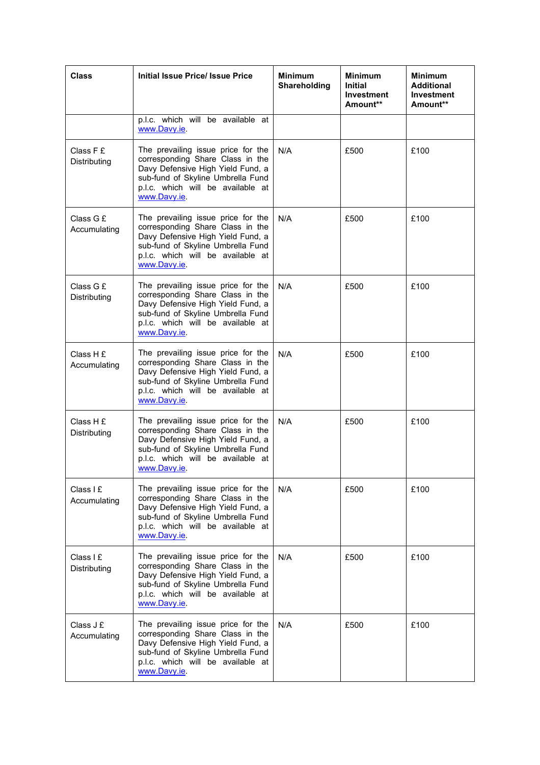| Class | Initial Issue Price/ Issue Price | Minimum Shareholding | Minimum Initial Investment Amount** | Minimum Additional Investment Amount** |
|---|---|---|---|---|
| | p.l.c. which will be available at www.Davy.ie. | | | |
| Class F £ Distributing | The prevailing issue price for the corresponding Share Class in the Davy Defensive High Yield Fund, a sub-fund of Skyline Umbrella Fund p.l.c. which will be available at www.Davy.ie. | N/A | £500 | £100 |
| Class G £ Accumulating | The prevailing issue price for the corresponding Share Class in the Davy Defensive High Yield Fund, a sub-fund of Skyline Umbrella Fund p.l.c. which will be available at www.Davy.ie. | N/A | £500 | £100 |
| Class G £ Distributing | The prevailing issue price for the corresponding Share Class in the Davy Defensive High Yield Fund, a sub-fund of Skyline Umbrella Fund p.l.c. which will be available at www.Davy.ie. | N/A | £500 | £100 |
| Class H £ Accumulating | The prevailing issue price for the corresponding Share Class in the Davy Defensive High Yield Fund, a sub-fund of Skyline Umbrella Fund p.l.c. which will be available at www.Davy.ie. | N/A | £500 | £100 |
| Class H £ Distributing | The prevailing issue price for the corresponding Share Class in the Davy Defensive High Yield Fund, a sub-fund of Skyline Umbrella Fund p.l.c. which will be available at www.Davy.ie. | N/A | £500 | £100 |
| Class I £ Accumulating | The prevailing issue price for the corresponding Share Class in the Davy Defensive High Yield Fund, a sub-fund of Skyline Umbrella Fund p.l.c. which will be available at www.Davy.ie. | N/A | £500 | £100 |
| Class I £ Distributing | The prevailing issue price for the corresponding Share Class in the Davy Defensive High Yield Fund, a sub-fund of Skyline Umbrella Fund p.l.c. which will be available at www.Davy.ie. | N/A | £500 | £100 |
| Class J £ Accumulating | The prevailing issue price for the corresponding Share Class in the Davy Defensive High Yield Fund, a sub-fund of Skyline Umbrella Fund p.l.c. which will be available at www.Davy.ie. | N/A | £500 | £100 |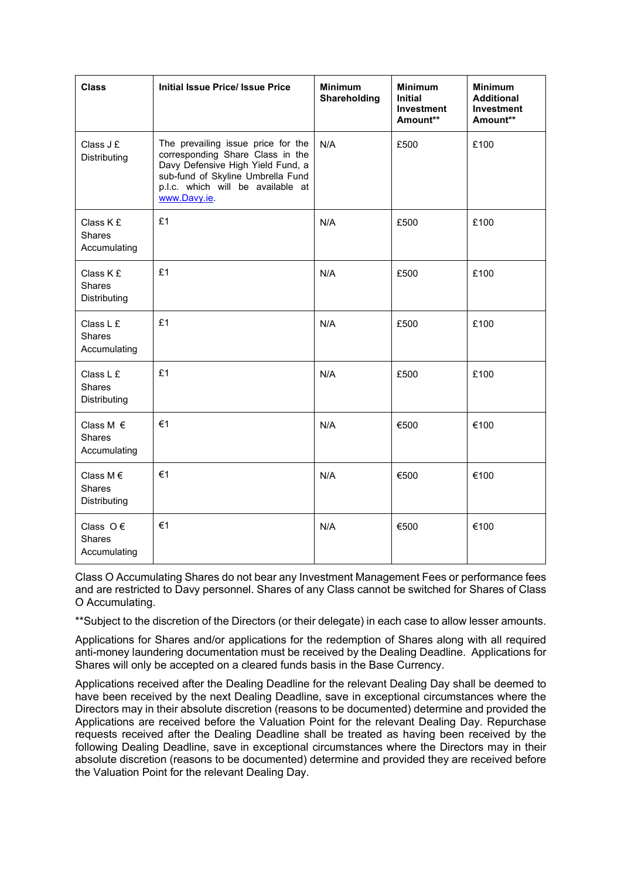| Class | Initial Issue Price/ Issue Price | Minimum Shareholding | Minimum Initial Investment Amount** | Minimum Additional Investment Amount** |
|---|---|---|---|---|
| Class J £ Distributing | The prevailing issue price for the corresponding Share Class in the Davy Defensive High Yield Fund, a sub-fund of Skyline Umbrella Fund p.l.c. which will be available at www.Davy.ie. | N/A | £500 | £100 |
| Class K £ Shares Accumulating | £1 | N/A | £500 | £100 |
| Class K £ Shares Distributing | £1 | N/A | £500 | £100 |
| Class L £ Shares Accumulating | £1 | N/A | £500 | £100 |
| Class L £ Shares Distributing | £1 | N/A | £500 | £100 |
| Class M € Shares Accumulating | €1 | N/A | €500 | €100 |
| Class M € Shares Distributing | €1 | N/A | €500 | €100 |
| Class O € Shares Accumulating | €1 | N/A | €500 | €100 |

Class O Accumulating Shares do not bear any Investment Management Fees or performance fees and are restricted to Davy personnel. Shares of any Class cannot be switched for Shares of Class O Accumulating.

**Subject to the discretion of the Directors (or their delegate) in each case to allow lesser amounts.

Applications for Shares and/or applications for the redemption of Shares along with all required anti-money laundering documentation must be received by the Dealing Deadline. Applications for Shares will only be accepted on a cleared funds basis in the Base Currency.

Applications received after the Dealing Deadline for the relevant Dealing Day shall be deemed to have been received by the next Dealing Deadline, save in exceptional circumstances where the Directors may in their absolute discretion (reasons to be documented) determine and provided the Applications are received before the Valuation Point for the relevant Dealing Day. Repurchase requests received after the Dealing Deadline shall be treated as having been received by the following Dealing Deadline, save in exceptional circumstances where the Directors may in their absolute discretion (reasons to be documented) determine and provided they are received before the Valuation Point for the relevant Dealing Day.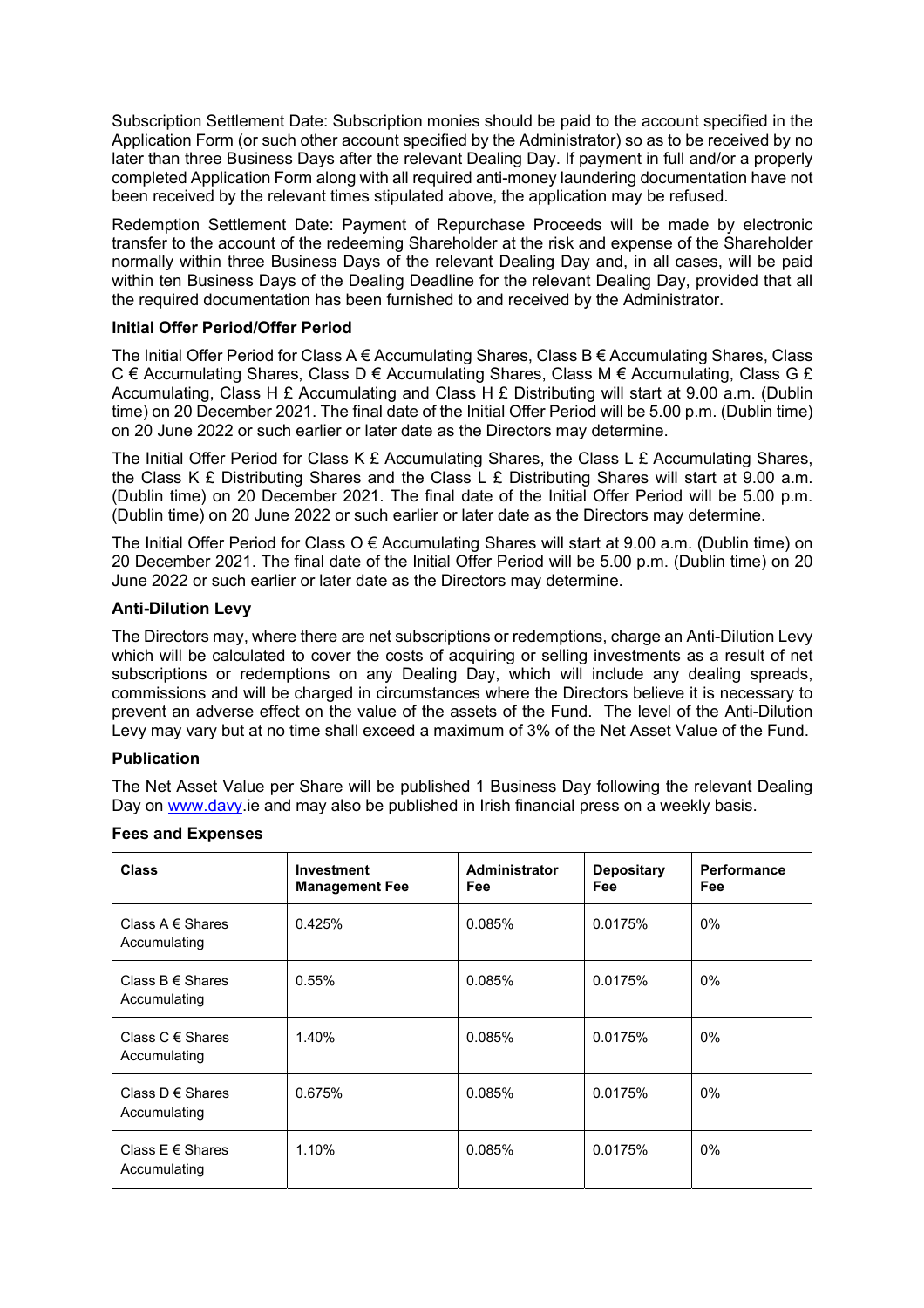Subscription Settlement Date: Subscription monies should be paid to the account specified in the Application Form (or such other account specified by the Administrator) so as to be received by no later than three Business Days after the relevant Dealing Day. If payment in full and/or a properly completed Application Form along with all required anti-money laundering documentation have not been received by the relevant times stipulated above, the application may be refused.

Redemption Settlement Date: Payment of Repurchase Proceeds will be made by electronic transfer to the account of the redeeming Shareholder at the risk and expense of the Shareholder normally within three Business Days of the relevant Dealing Day and, in all cases, will be paid within ten Business Days of the Dealing Deadline for the relevant Dealing Day, provided that all the required documentation has been furnished to and received by the Administrator.

**Initial Offer Period/Offer Period**

The Initial Offer Period for Class A € Accumulating Shares, Class B € Accumulating Shares, Class C € Accumulating Shares, Class D € Accumulating Shares, Class M € Accumulating, Class G £ Accumulating, Class H £ Accumulating and Class H £ Distributing will start at 9.00 a.m. (Dublin time) on 20 December 2021. The final date of the Initial Offer Period will be 5.00 p.m. (Dublin time) on 20 June 2022 or such earlier or later date as the Directors may determine.

The Initial Offer Period for Class K £ Accumulating Shares, the Class L £ Accumulating Shares, the Class K £ Distributing Shares and the Class L £ Distributing Shares will start at 9.00 a.m. (Dublin time) on 20 December 2021. The final date of the Initial Offer Period will be 5.00 p.m. (Dublin time) on 20 June 2022 or such earlier or later date as the Directors may determine.

The Initial Offer Period for Class O € Accumulating Shares will start at 9.00 a.m. (Dublin time) on 20 December 2021. The final date of the Initial Offer Period will be 5.00 p.m. (Dublin time) on 20 June 2022 or such earlier or later date as the Directors may determine.

**Anti-Dilution Levy**

The Directors may, where there are net subscriptions or redemptions, charge an Anti-Dilution Levy which will be calculated to cover the costs of acquiring or selling investments as a result of net subscriptions or redemptions on any Dealing Day, which will include any dealing spreads, commissions and will be charged in circumstances where the Directors believe it is necessary to prevent an adverse effect on the value of the assets of the Fund. The level of the Anti-Dilution Levy may vary but at no time shall exceed a maximum of 3% of the Net Asset Value of the Fund.

**Publication**

The Net Asset Value per Share will be published 1 Business Day following the relevant Dealing Day on www.davy.ie and may also be published in Irish financial press on a weekly basis.

**Fees and Expenses**

| Class | Investment Management Fee | Administrator Fee | Depositary Fee | Performance Fee |
|---|---|---|---|---|
| Class A € Shares Accumulating | 0.425% | 0.085% | 0.0175% | 0% |
| Class B € Shares Accumulating | 0.55% | 0.085% | 0.0175% | 0% |
| Class C € Shares Accumulating | 1.40% | 0.085% | 0.0175% | 0% |
| Class D € Shares Accumulating | 0.675% | 0.085% | 0.0175% | 0% |
| Class E € Shares Accumulating | 1.10% | 0.085% | 0.0175% | 0% |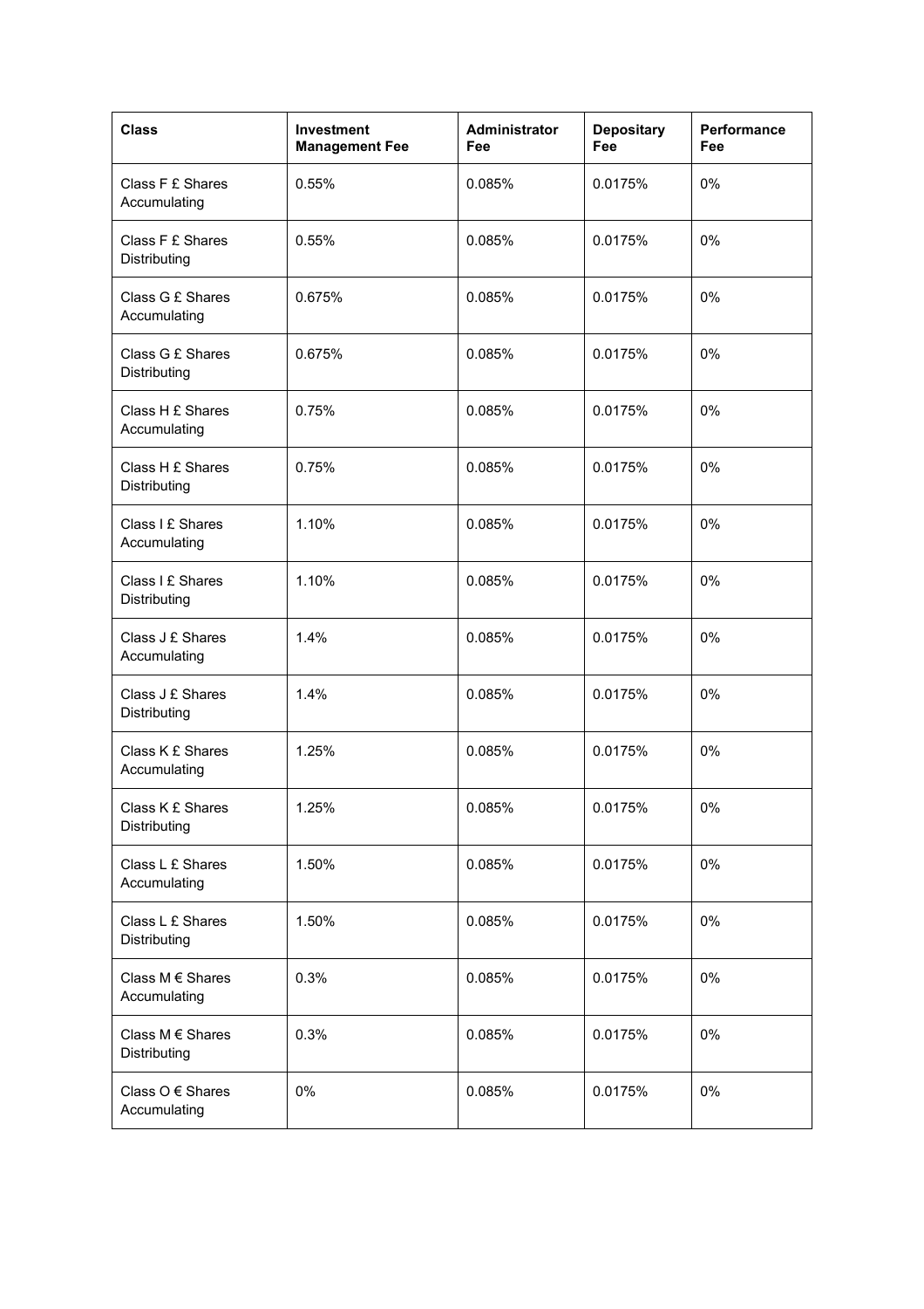| Class | Investment Management Fee | Administrator Fee | Depositary Fee | Performance Fee |
|---|---|---|---|---|
| Class F £ Shares Accumulating | 0.55% | 0.085% | 0.0175% | 0% |
| Class F £ Shares Distributing | 0.55% | 0.085% | 0.0175% | 0% |
| Class G £ Shares Accumulating | 0.675% | 0.085% | 0.0175% | 0% |
| Class G £ Shares Distributing | 0.675% | 0.085% | 0.0175% | 0% |
| Class H £ Shares Accumulating | 0.75% | 0.085% | 0.0175% | 0% |
| Class H £ Shares Distributing | 0.75% | 0.085% | 0.0175% | 0% |
| Class I £ Shares Accumulating | 1.10% | 0.085% | 0.0175% | 0% |
| Class I £ Shares Distributing | 1.10% | 0.085% | 0.0175% | 0% |
| Class J £ Shares Accumulating | 1.4% | 0.085% | 0.0175% | 0% |
| Class J £ Shares Distributing | 1.4% | 0.085% | 0.0175% | 0% |
| Class K £ Shares Accumulating | 1.25% | 0.085% | 0.0175% | 0% |
| Class K £ Shares Distributing | 1.25% | 0.085% | 0.0175% | 0% |
| Class L £ Shares Accumulating | 1.50% | 0.085% | 0.0175% | 0% |
| Class L £ Shares Distributing | 1.50% | 0.085% | 0.0175% | 0% |
| Class M € Shares Accumulating | 0.3% | 0.085% | 0.0175% | 0% |
| Class M € Shares Distributing | 0.3% | 0.085% | 0.0175% | 0% |
| Class O € Shares Accumulating | 0% | 0.085% | 0.0175% | 0% |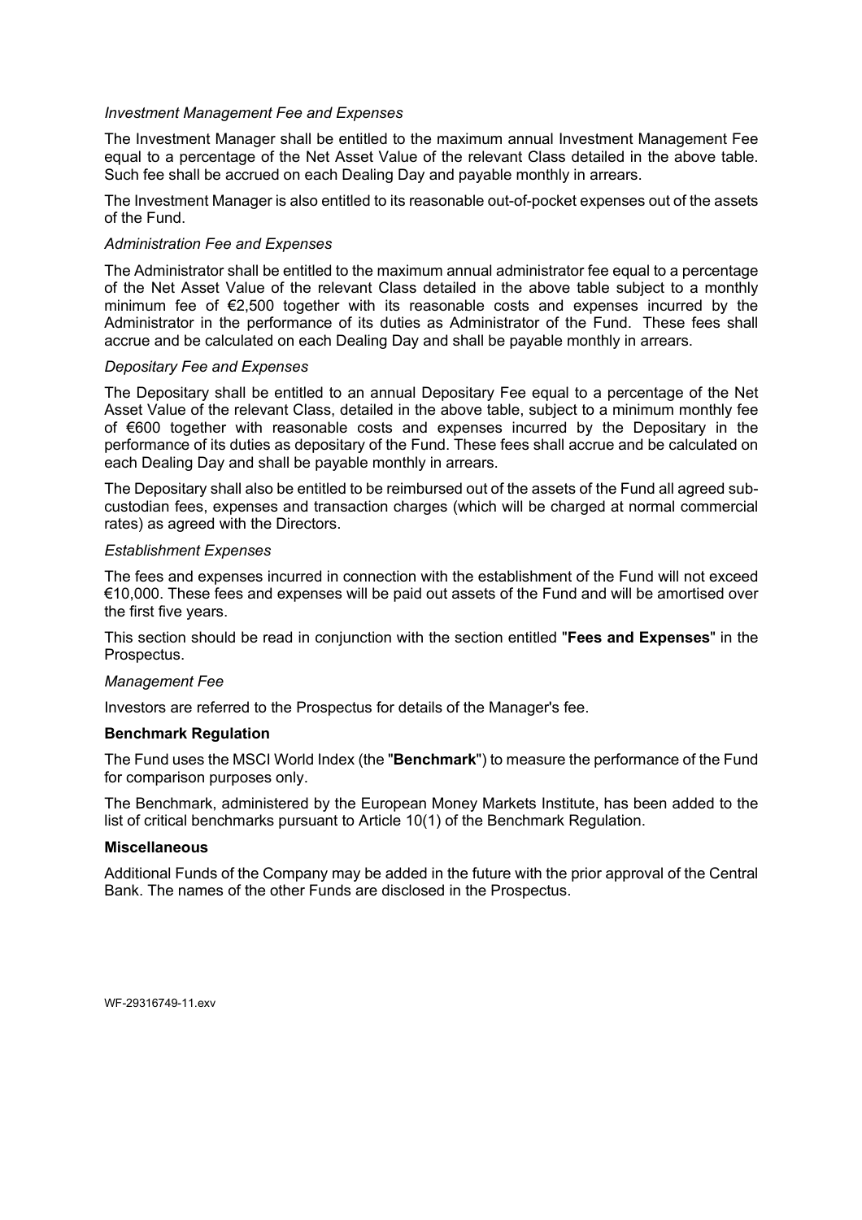*Investment Management Fee and Expenses*

The Investment Manager shall be entitled to the maximum annual Investment Management Fee equal to a percentage of the Net Asset Value of the relevant Class detailed in the above table. Such fee shall be accrued on each Dealing Day and payable monthly in arrears.

The Investment Manager is also entitled to its reasonable out-of-pocket expenses out of the assets of the Fund.

*Administration Fee and Expenses*

The Administrator shall be entitled to the maximum annual administrator fee equal to a percentage of the Net Asset Value of the relevant Class detailed in the above table subject to a monthly minimum fee of €2,500 together with its reasonable costs and expenses incurred by the Administrator in the performance of its duties as Administrator of the Fund. These fees shall accrue and be calculated on each Dealing Day and shall be payable monthly in arrears.

*Depositary Fee and Expenses*

The Depositary shall be entitled to an annual Depositary Fee equal to a percentage of the Net Asset Value of the relevant Class, detailed in the above table, subject to a minimum monthly fee of €600 together with reasonable costs and expenses incurred by the Depositary in the performance of its duties as depositary of the Fund. These fees shall accrue and be calculated on each Dealing Day and shall be payable monthly in arrears.

The Depositary shall also be entitled to be reimbursed out of the assets of the Fund all agreed sub-custodian fees, expenses and transaction charges (which will be charged at normal commercial rates) as agreed with the Directors.

*Establishment Expenses*

The fees and expenses incurred in connection with the establishment of the Fund will not exceed €10,000. These fees and expenses will be paid out assets of the Fund and will be amortised over the first five years.

This section should be read in conjunction with the section entitled "**Fees and Expenses**" in the Prospectus.

*Management Fee*

Investors are referred to the Prospectus for details of the Manager's fee.

**Benchmark Regulation**

The Fund uses the MSCI World Index (the "**Benchmark**") to measure the performance of the Fund for comparison purposes only.

The Benchmark, administered by the European Money Markets Institute, has been added to the list of critical benchmarks pursuant to Article 10(1) of the Benchmark Regulation.

**Miscellaneous**

Additional Funds of the Company may be added in the future with the prior approval of the Central Bank. The names of the other Funds are disclosed in the Prospectus.

WF-29316749-11.exv